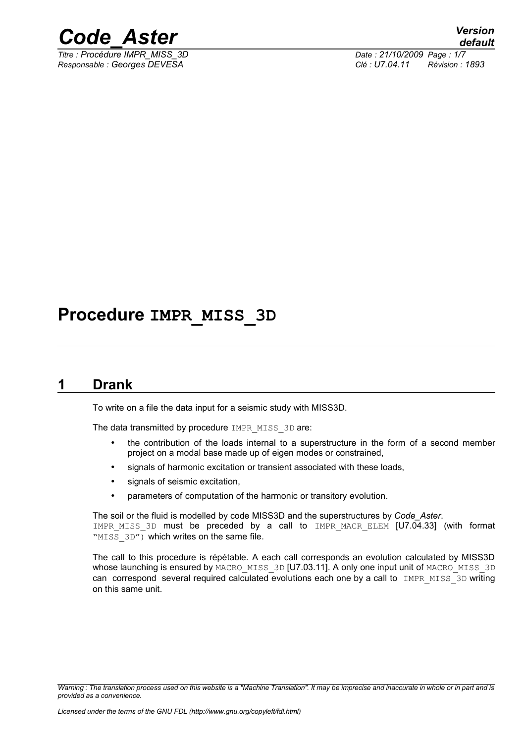# Procedure IMPR_MISS_3D

## 1 Drank

To write on a file the data input for a seismic study with MISS3D.

The data transmitted by procedure IMPR_MISS_3D are:

- the contribution of the loads internal to a superstructure in the form of a second member project on a modal base made up of eigen modes or constrained,
- signals of harmonic excitation or transient associated with these loads,
- signals of seismic excitation,
- parameters of computation of the harmonic or transitory evolution.

The soil or the fluid is modelled by code MISS3D and the superstructures by *Code_Aster*. IMPR_MISS_3D must be preceded by a call to IMPR_MACR_ELEM [U7.04.33] (with format "MISS_3D") which writes on the same file.

The call to this procedure is répétable. A each call corresponds an evolution calculated by MISS3D whose launching is ensured by MACRO_MISS_3D [U7.03.11]. A only one input unit of MACRO_MISS_3D can correspond several required calculated evolutions each one by a call to IMPR_MISS_3D writing on this same unit.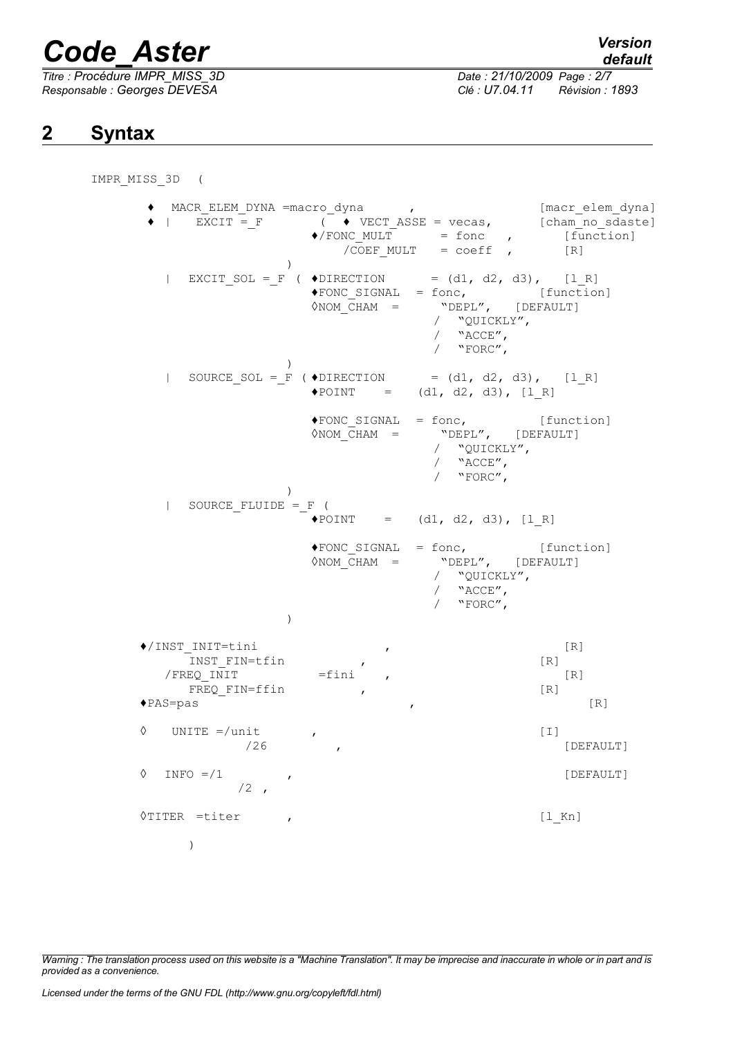## 2 Syntax

```
IMPR_MISS_3D   (

   ♦  MACR_ELEM_DYNA =macro_dyna       ,                    [macr_elem_dyna]
   ♦  |    EXCIT =_F       (  ♦ VECT_ASSE = vecas,       [cham_no_sdaste]
                         ♦/FONC_MULT       = fonc   ,          [function]
                            /COEF_MULT    = coeff  ,           [R]
                      )
      |   EXCIT_SOL =_F  ( ♦DIRECTION      = (d1, d2, d3),   [l_R]
                         ♦FONC_SIGNAL  = fonc,          [function]
                         ◊NOM_CHAM  =      "DEPL",   [DEFAULT]
                                        /  "QUICKLY",
                                        /  "ACCE",
                                        /  "FORC",
                      )
      |   SOURCE_SOL =_F  ( ♦DIRECTION      = (d1, d2, d3),   [l_R]
                         ♦POINT    =    (d1, d2, d3), [l_R]

                         ♦FONC_SIGNAL  = fonc,          [function]
                         ◊NOM_CHAM  =      "DEPL",   [DEFAULT]
                                        /  "QUICKLY",
                                        /  "ACCE",
                                        /  "FORC",
                      )
      |   SOURCE_FLUIDE =_F (
                         ♦POINT    =    (d1, d2, d3), [l_R]

                         ♦FONC_SIGNAL  = fonc,          [function]
                         ◊NOM_CHAM  =      "DEPL",   [DEFAULT]
                                        /  "QUICKLY",
                                        /  "ACCE",
                                        /  "FORC",
                      )

   ♦/INST_INIT=tini                 ,                          [R]
        INST_FIN=tfin          ,                            [R]
      /FREQ_INIT           =fini    ,                          [R]
        FREQ_FIN=ffin          ,                            [R]
   ♦PAS=pas                            ,                          [R]

   ◊    UNITE =/unit        ,                           [I]
                /26          ,                             [DEFAULT]

   ◊   INFO =/1          ,                                 [DEFAULT]
              /2  ,

   ◊TITER  =titer        ,                              [l_Kn]

         )
```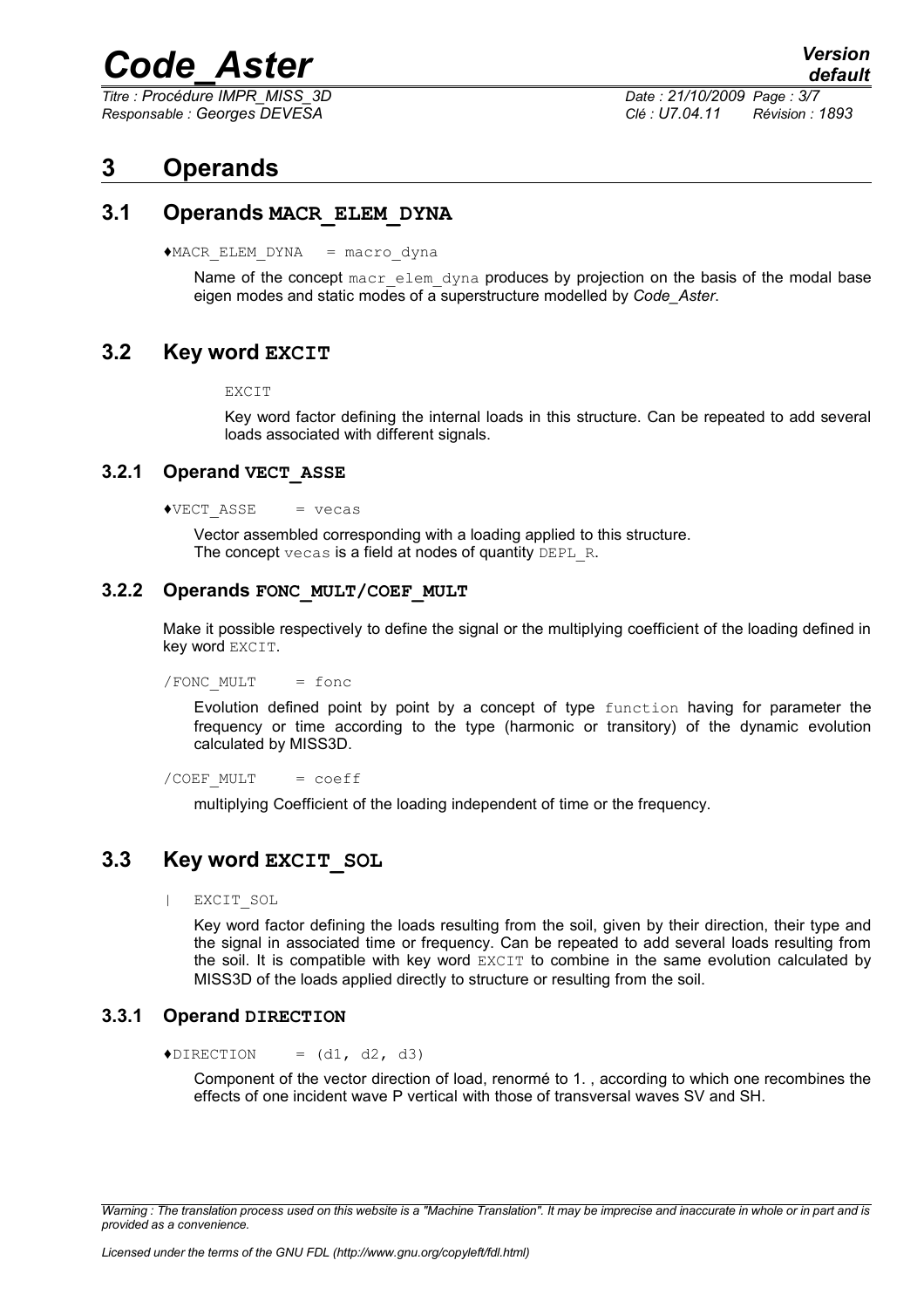# 3 Operands

## 3.1 Operands MACR_ELEM_DYNA

♦MACR_ELEM_DYNA = macro_dyna

Name of the concept macr_elem_dyna produces by projection on the basis of the modal base eigen modes and static modes of a superstructure modelled by *Code_Aster*.

## 3.2 Key word EXCIT

EXCIT

Key word factor defining the internal loads in this structure. Can be repeated to add several loads associated with different signals.

### 3.2.1 Operand VECT_ASSE

♦VECT_ASSE = vecas

Vector assembled corresponding with a loading applied to this structure.
The concept vecas is a field at nodes of quantity DEPL_R.

### 3.2.2 Operands FONC_MULT/COEF_MULT

Make it possible respectively to define the signal or the multiplying coefficient of the loading defined in key word EXCIT.

/FONC_MULT = fonc

Evolution defined point by point by a concept of type function having for parameter the frequency or time according to the type (harmonic or transitory) of the dynamic evolution calculated by MISS3D.

/COEF_MULT = coeff

multiplying Coefficient of the loading independent of time or the frequency.

## 3.3 Key word EXCIT_SOL

| EXCIT_SOL

Key word factor defining the loads resulting from the soil, given by their direction, their type and the signal in associated time or frequency. Can be repeated to add several loads resulting from the soil. It is compatible with key word EXCIT to combine in the same evolution calculated by MISS3D of the loads applied directly to structure or resulting from the soil.

### 3.3.1 Operand DIRECTION

♦DIRECTION = (d1, d2, d3)

Component of the vector direction of load, renormé to 1. , according to which one recombines the effects of one incident wave P vertical with those of transversal waves SV and SH.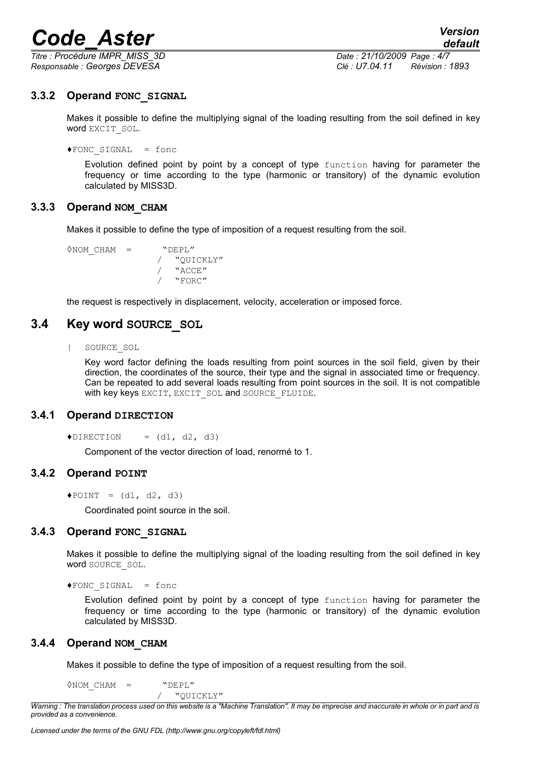### 3.3.2 Operand FONC_SIGNAL

Makes it possible to define the multiplying signal of the loading resulting from the soil defined in key word EXCIT_SOL.

```
♦FONC_SIGNAL  = fonc
```

Evolution defined point by point by a concept of type function having for parameter the frequency or time according to the type (harmonic or transitory) of the dynamic evolution calculated by MISS3D.

### 3.3.3 Operand NOM_CHAM

Makes it possible to define the type of imposition of a request resulting from the soil.

```
◊NOM_CHAM  =     "DEPL"
               /  "QUICKLY"
               /  "ACCE"
               /  "FORC"
```

the request is respectively in displacement, velocity, acceleration or imposed force.

## 3.4 Key word SOURCE_SOL

```
|  SOURCE_SOL
```

Key word factor defining the loads resulting from point sources in the soil field, given by their direction, the coordinates of the source, their type and the signal in associated time or frequency. Can be repeated to add several loads resulting from point sources in the soil. It is not compatible with key keys EXCIT, EXCIT_SOL and SOURCE_FLUIDE.

### 3.4.1 Operand DIRECTION

```
♦DIRECTION    = (d1, d2, d3)
```

Component of the vector direction of load, renormé to 1.

### 3.4.2 Operand POINT

```
♦POINT  = (d1, d2, d3)
```

Coordinated point source in the soil.

### 3.4.3 Operand FONC_SIGNAL

Makes it possible to define the multiplying signal of the loading resulting from the soil defined in key word SOURCE_SOL.

```
♦FONC_SIGNAL  = fonc
```

Evolution defined point by point by a concept of type function having for parameter the frequency or time according to the type (harmonic or transitory) of the dynamic evolution calculated by MISS3D.

### 3.4.4 Operand NOM_CHAM

Makes it possible to define the type of imposition of a request resulting from the soil.

```
◊NOM_CHAM  =     "DEPL"
               /  "QUICKLY"
```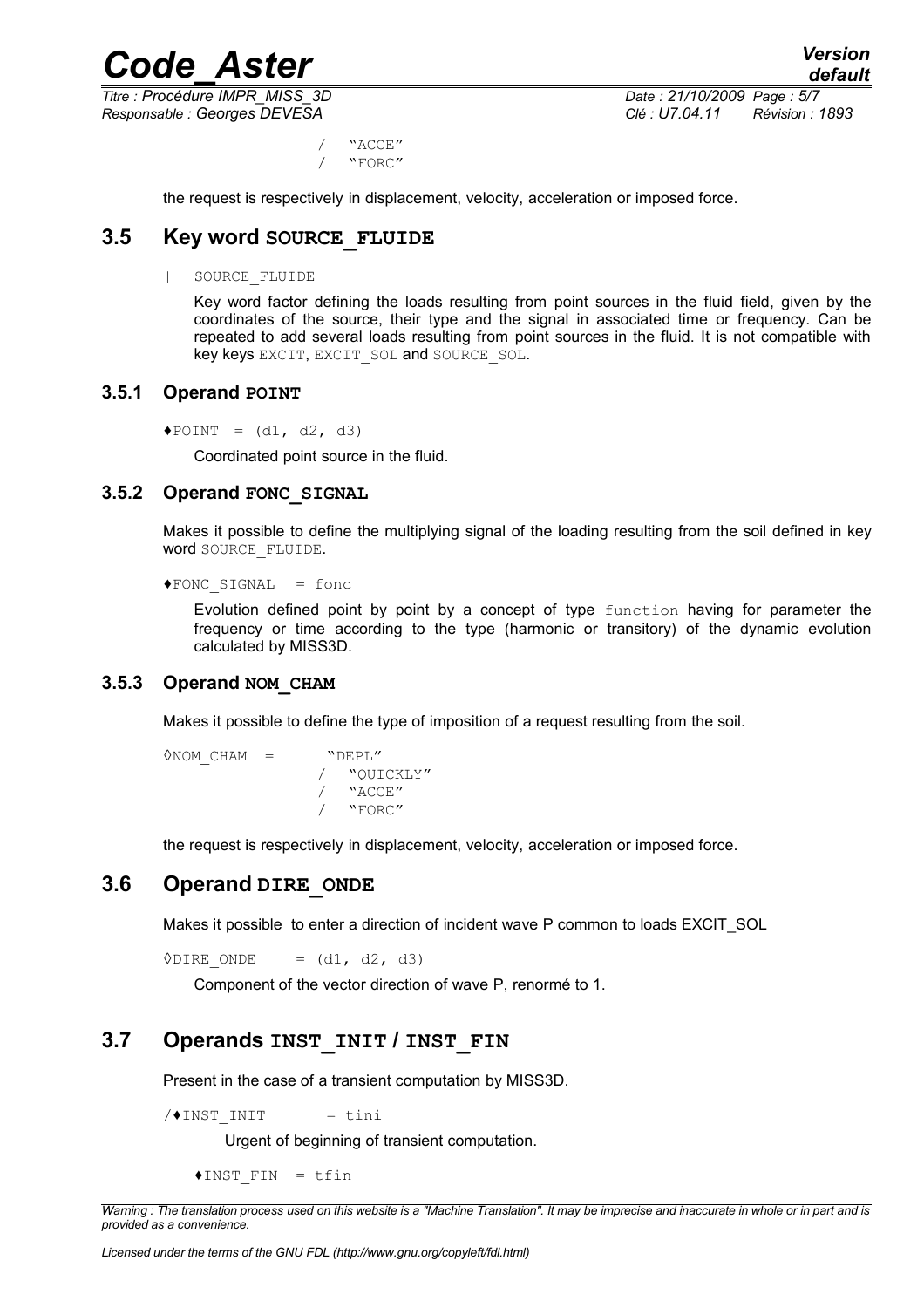```
    /  "ACCE"
    /  "FORC"
```

the request is respectively in displacement, velocity, acceleration or imposed force.

## 3.5 Key word SOURCE_FLUIDE

```
|  SOURCE_FLUIDE
```

Key word factor defining the loads resulting from point sources in the fluid field, given by the coordinates of the source, their type and the signal in associated time or frequency. Can be repeated to add several loads resulting from point sources in the fluid. It is not compatible with key keys EXCIT, EXCIT_SOL and SOURCE_SOL.

### 3.5.1 Operand POINT

```
♦POINT  = (d1, d2, d3)
```

Coordinated point source in the fluid.

### 3.5.2 Operand FONC_SIGNAL

Makes it possible to define the multiplying signal of the loading resulting from the soil defined in key word SOURCE_FLUIDE.

```
♦FONC_SIGNAL  = fonc
```

Evolution defined point by point by a concept of type function having for parameter the frequency or time according to the type (harmonic or transitory) of the dynamic evolution calculated by MISS3D.

### 3.5.3 Operand NOM_CHAM

Makes it possible to define the type of imposition of a request resulting from the soil.

```
◊NOM_CHAM  =     "DEPL"
              /  "QUICKLY"
              /  "ACCE"
              /  "FORC"
```

the request is respectively in displacement, velocity, acceleration or imposed force.

## 3.6 Operand DIRE_ONDE

Makes it possible to enter a direction of incident wave P common to loads EXCIT_SOL

```
◊DIRE_ONDE    = (d1, d2, d3)
```

Component of the vector direction of wave P, renormé to 1.

## 3.7 Operands INST_INIT / INST_FIN

Present in the case of a transient computation by MISS3D.

```
/♦INST_INIT      = tini
```

Urgent of beginning of transient computation.

```
♦INST_FIN  = tfin
```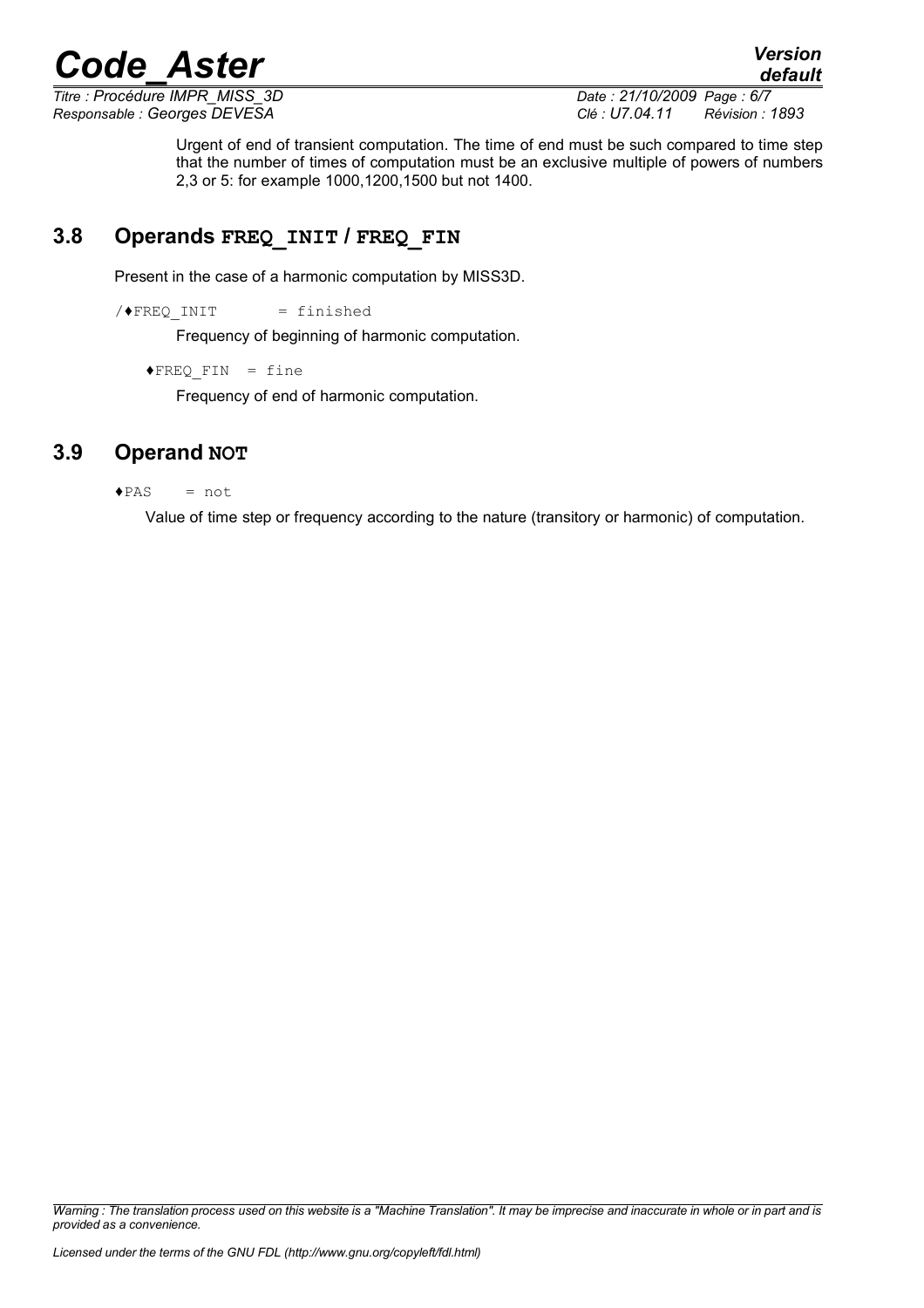Urgent of end of transient computation. The time of end must be such compared to time step that the number of times of computation must be an exclusive multiple of powers of numbers 2,3 or 5: for example 1000,1200,1500 but not 1400.

## 3.8 Operands FREQ_INIT / FREQ_FIN

Present in the case of a harmonic computation by MISS3D.

```
/♦FREQ_INIT     = finished
```

Frequency of beginning of harmonic computation.

```
♦FREQ_FIN  = fine
```

Frequency of end of harmonic computation.

## 3.9 Operand NOT

```
♦PAS    = not
```

Value of time step or frequency according to the nature (transitory or harmonic) of computation.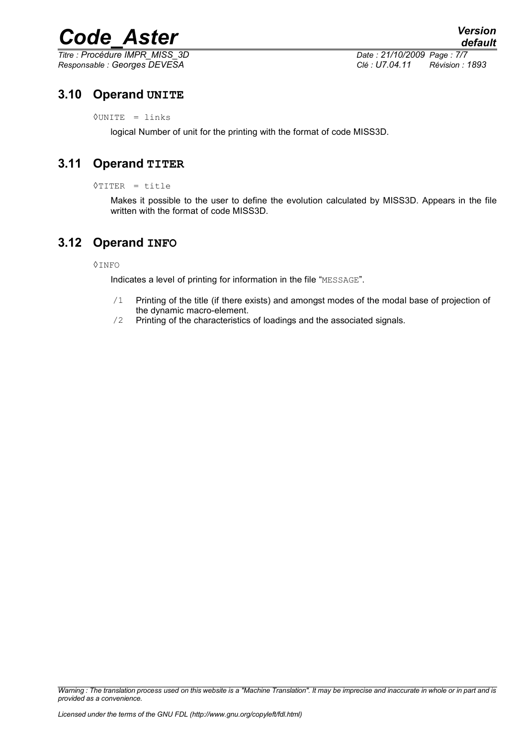## 3.10 Operand UNITE

◊UNITE = links

logical Number of unit for the printing with the format of code MISS3D.

## 3.11 Operand TITER

◊TITER = title

Makes it possible to the user to define the evolution calculated by MISS3D. Appears in the file written with the format of code MISS3D.

## 3.12 Operand INFO

◊INFO

Indicates a level of printing for information in the file "MESSAGE".

/1 Printing of the title (if there exists) and amongst modes of the modal base of projection of the dynamic macro-element.

/2 Printing of the characteristics of loadings and the associated signals.